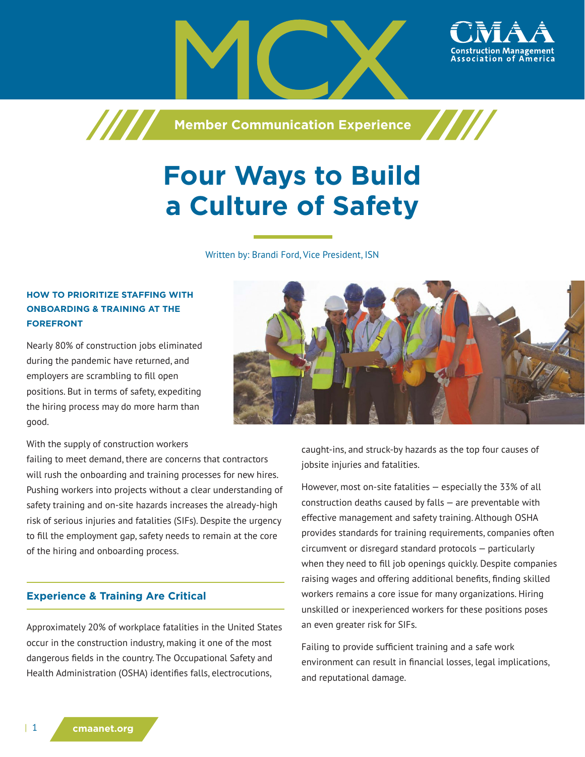MCX

CMAA
Construction Management Association of America

Member Communication Experience

# Four Ways to Build a Culture of Safety

Written by: Brandi Ford, Vice President, ISN

### HOW TO PRIORITIZE STAFFING WITH ONBOARDING & TRAINING AT THE FOREFRONT

Nearly 80% of construction jobs eliminated during the pandemic have returned, and employers are scrambling to fill open positions. But in terms of safety, expediting the hiring process may do more harm than good.

With the supply of construction workers failing to meet demand, there are concerns that contractors will rush the onboarding and training processes for new hires. Pushing workers into projects without a clear understanding of safety training and on-site hazards increases the already-high risk of serious injuries and fatalities (SIFs). Despite the urgency to fill the employment gap, safety needs to remain at the core of the hiring and onboarding process.

## Experience & Training Are Critical

Approximately 20% of workplace fatalities in the United States occur in the construction industry, making it one of the most dangerous fields in the country. The Occupational Safety and Health Administration (OSHA) identifies falls, electrocutions, caught-ins, and struck-by hazards as the top four causes of jobsite injuries and fatalities.

However, most on-site fatalities — especially the 33% of all construction deaths caused by falls — are preventable with effective management and safety training. Although OSHA provides standards for training requirements, companies often circumvent or disregard standard protocols — particularly when they need to fill job openings quickly. Despite companies raising wages and offering additional benefits, finding skilled workers remains a core issue for many organizations. Hiring unskilled or inexperienced workers for these positions poses an even greater risk for SIFs.

Failing to provide sufficient training and a safe work environment can result in financial losses, legal implications, and reputational damage.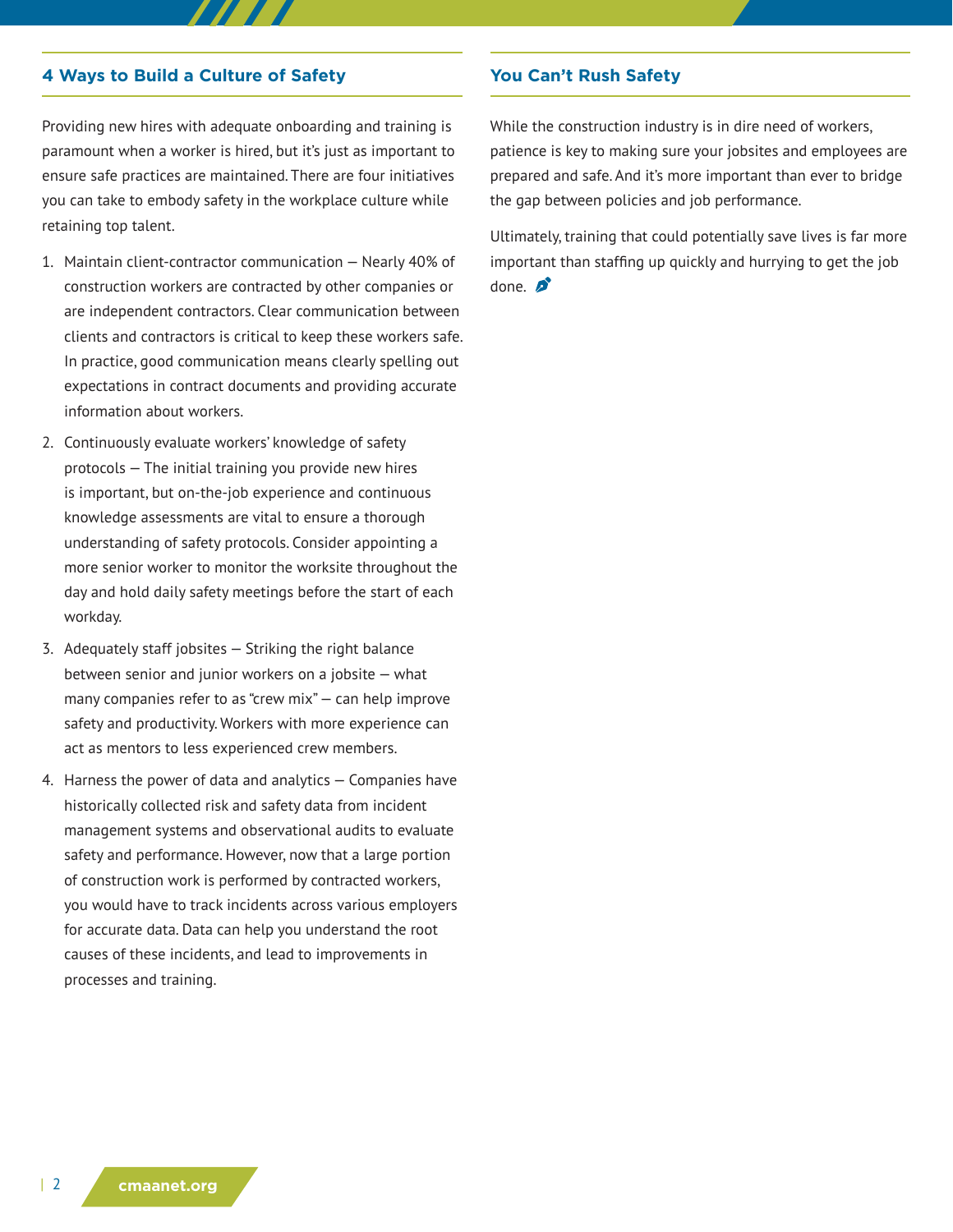## 4 Ways to Build a Culture of Safety

Providing new hires with adequate onboarding and training is paramount when a worker is hired, but it's just as important to ensure safe practices are maintained. There are four initiatives you can take to embody safety in the workplace culture while retaining top talent.

1. Maintain client-contractor communication — Nearly 40% of construction workers are contracted by other companies or are independent contractors. Clear communication between clients and contractors is critical to keep these workers safe. In practice, good communication means clearly spelling out expectations in contract documents and providing accurate information about workers.
2. Continuously evaluate workers' knowledge of safety protocols — The initial training you provide new hires is important, but on-the-job experience and continuous knowledge assessments are vital to ensure a thorough understanding of safety protocols. Consider appointing a more senior worker to monitor the worksite throughout the day and hold daily safety meetings before the start of each workday.
3. Adequately staff jobsites — Striking the right balance between senior and junior workers on a jobsite — what many companies refer to as "crew mix" — can help improve safety and productivity. Workers with more experience can act as mentors to less experienced crew members.
4. Harness the power of data and analytics — Companies have historically collected risk and safety data from incident management systems and observational audits to evaluate safety and performance. However, now that a large portion of construction work is performed by contracted workers, you would have to track incidents across various employers for accurate data. Data can help you understand the root causes of these incidents, and lead to improvements in processes and training.

## You Can't Rush Safety

While the construction industry is in dire need of workers, patience is key to making sure your jobsites and employees are prepared and safe. And it's more important than ever to bridge the gap between policies and job performance.

Ultimately, training that could potentially save lives is far more important than staffing up quickly and hurrying to get the job done.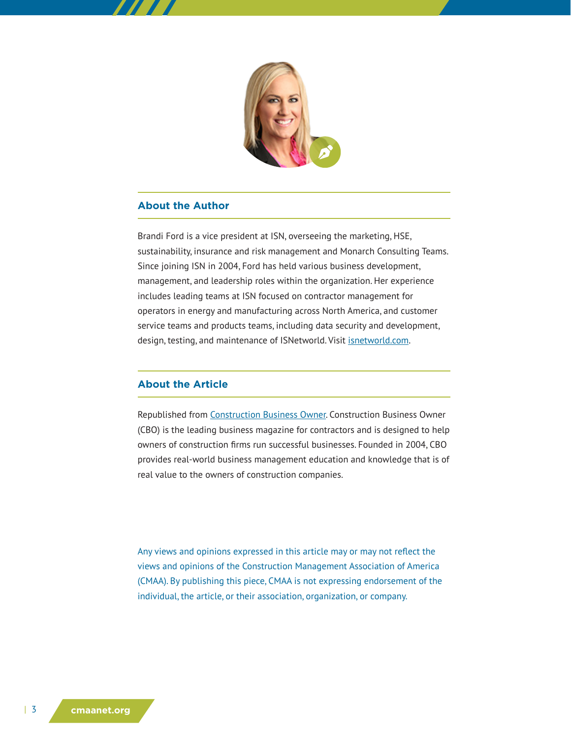## About the Author

Brandi Ford is a vice president at ISN, overseeing the marketing, HSE, sustainability, insurance and risk management and Monarch Consulting Teams. Since joining ISN in 2004, Ford has held various business development, management, and leadership roles within the organization. Her experience includes leading teams at ISN focused on contractor management for operators in energy and manufacturing across North America, and customer service teams and products teams, including data security and development, design, testing, and maintenance of ISNetworld. Visit isnetworld.com.

## About the Article

Republished from Construction Business Owner. Construction Business Owner (CBO) is the leading business magazine for contractors and is designed to help owners of construction firms run successful businesses. Founded in 2004, CBO provides real-world business management education and knowledge that is of real value to the owners of construction companies.

Any views and opinions expressed in this article may or may not reflect the views and opinions of the Construction Management Association of America (CMAA). By publishing this piece, CMAA is not expressing endorsement of the individual, the article, or their association, organization, or company.